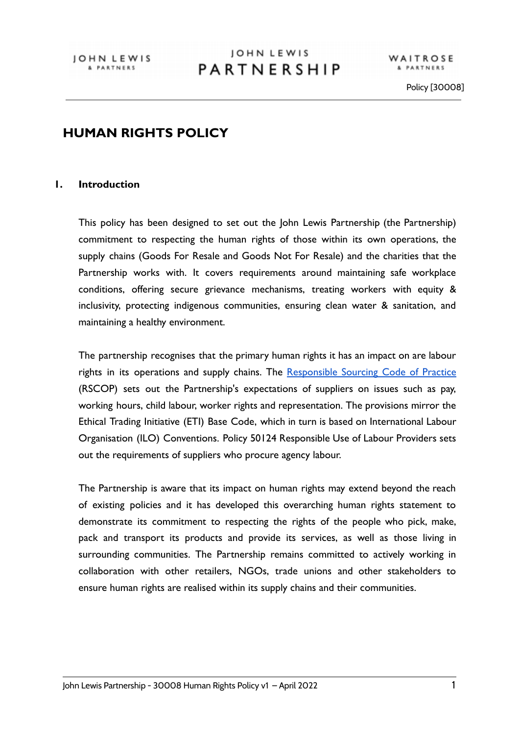Policy [30008]

# HUMAN RIGHTS POLICY

## 1. Introduction

This policy has been designed to set out the John Lewis Partnership (the Partnership) commitment to respecting the human rights of those within its own operations, the supply chains (Goods For Resale and Goods Not For Resale) and the charities that the Partnership works with. It covers requirements around maintaining safe workplace conditions, offering secure grievance mechanisms, treating workers with equity & inclusivity, protecting indigenous communities, ensuring clean water & sanitation, and maintaining a healthy environment.

The partnership recognises that the primary human rights it has an impact on are labour rights in its operations and supply chains. The Responsible Sourcing Code of Practice (RSCOP) sets out the Partnership's expectations of suppliers on issues such as pay, working hours, child labour, worker rights and representation. The provisions mirror the Ethical Trading Initiative (ETI) Base Code, which in turn is based on International Labour Organisation (ILO) Conventions. Policy 50124 Responsible Use of Labour Providers sets out the requirements of suppliers who procure agency labour.

The Partnership is aware that its impact on human rights may extend beyond the reach of existing policies and it has developed this overarching human rights statement to demonstrate its commitment to respecting the rights of the people who pick, make, pack and transport its products and provide its services, as well as those living in surrounding communities. The Partnership remains committed to actively working in collaboration with other retailers, NGOs, trade unions and other stakeholders to ensure human rights are realised within its supply chains and their communities.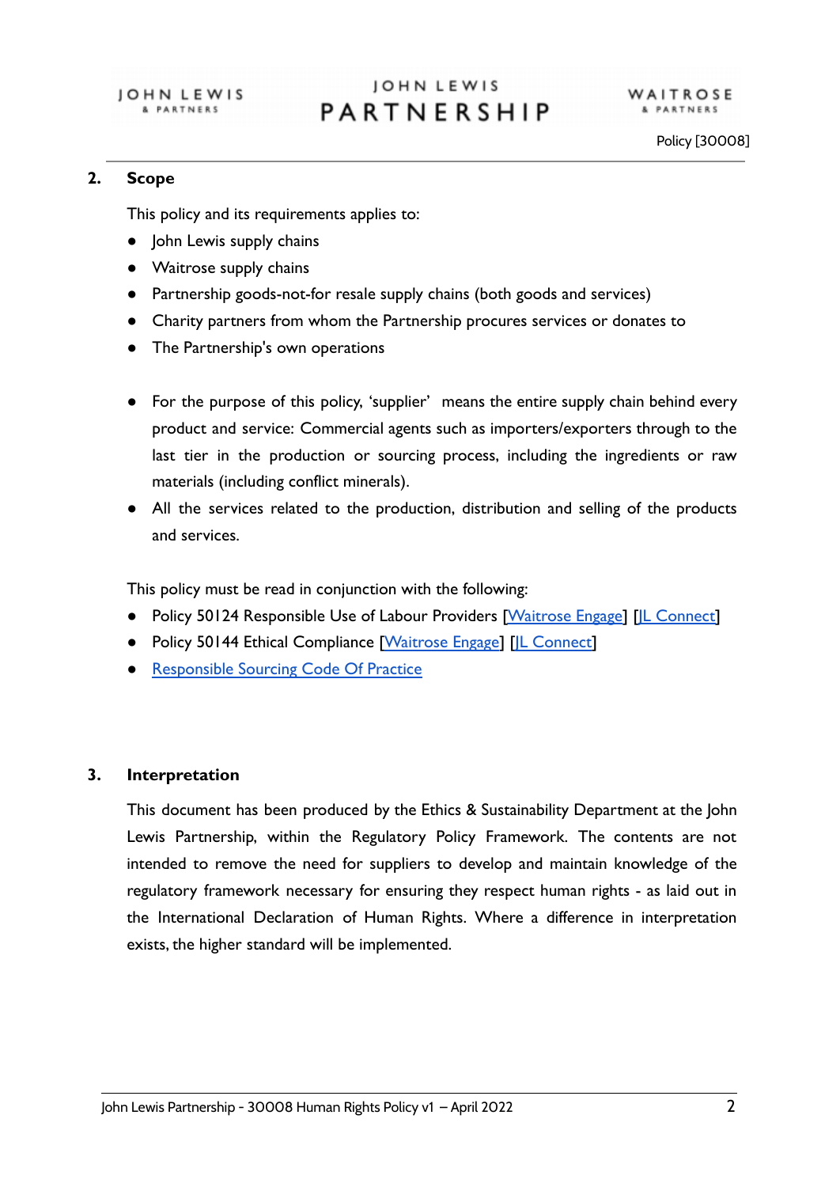## 2. Scope

This policy and its requirements applies to:

- John Lewis supply chains
- Waitrose supply chains
- Partnership goods-not-for resale supply chains (both goods and services)
- Charity partners from whom the Partnership procures services or donates to
- The Partnership's own operations

- For the purpose of this policy, 'supplier' means the entire supply chain behind every product and service: Commercial agents such as importers/exporters through to the last tier in the production or sourcing process, including the ingredients or raw materials (including conflict minerals).
- All the services related to the production, distribution and selling of the products and services.

This policy must be read in conjunction with the following:

- Policy 50124 Responsible Use of Labour Providers [Waitrose Engage] [JL Connect]
- Policy 50144 Ethical Compliance [Waitrose Engage] [JL Connect]
- Responsible Sourcing Code Of Practice

## 3. Interpretation

This document has been produced by the Ethics & Sustainability Department at the John Lewis Partnership, within the Regulatory Policy Framework. The contents are not intended to remove the need for suppliers to develop and maintain knowledge of the regulatory framework necessary for ensuring they respect human rights - as laid out in the International Declaration of Human Rights. Where a difference in interpretation exists, the higher standard will be implemented.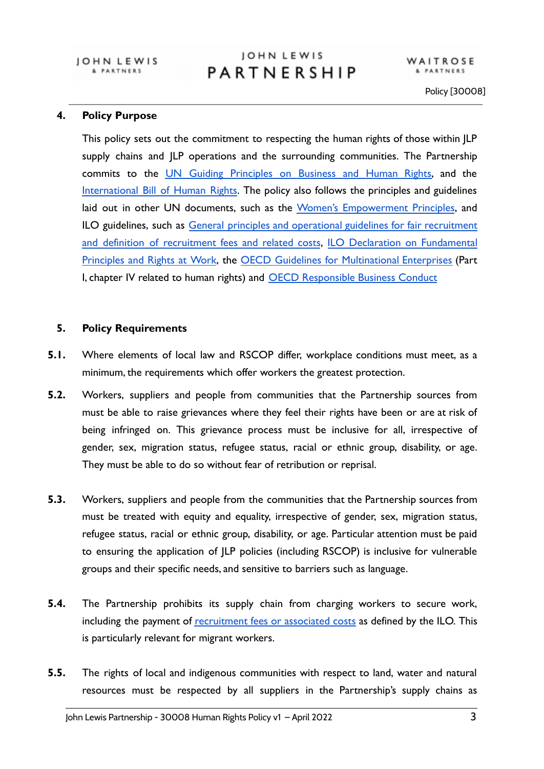## 4. Policy Purpose

This policy sets out the commitment to respecting the human rights of those within JLP supply chains and JLP operations and the surrounding communities. The Partnership commits to the UN Guiding Principles on Business and Human Rights, and the International Bill of Human Rights. The policy also follows the principles and guidelines laid out in other UN documents, such as the Women's Empowerment Principles, and ILO guidelines, such as General principles and operational guidelines for fair recruitment and definition of recruitment fees and related costs, ILO Declaration on Fundamental Principles and Rights at Work, the OECD Guidelines for Multinational Enterprises (Part I, chapter IV related to human rights) and OECD Responsible Business Conduct

## 5. Policy Requirements

**5.1.** Where elements of local law and RSCOP differ, workplace conditions must meet, as a minimum, the requirements which offer workers the greatest protection.

**5.2.** Workers, suppliers and people from communities that the Partnership sources from must be able to raise grievances where they feel their rights have been or are at risk of being infringed on. This grievance process must be inclusive for all, irrespective of gender, sex, migration status, refugee status, racial or ethnic group, disability, or age. They must be able to do so without fear of retribution or reprisal.

**5.3.** Workers, suppliers and people from the communities that the Partnership sources from must be treated with equity and equality, irrespective of gender, sex, migration status, refugee status, racial or ethnic group, disability, or age. Particular attention must be paid to ensuring the application of JLP policies (including RSCOP) is inclusive for vulnerable groups and their specific needs, and sensitive to barriers such as language.

**5.4.** The Partnership prohibits its supply chain from charging workers to secure work, including the payment of recruitment fees or associated costs as defined by the ILO. This is particularly relevant for migrant workers.

**5.5.** The rights of local and indigenous communities with respect to land, water and natural resources must be respected by all suppliers in the Partnership's supply chains as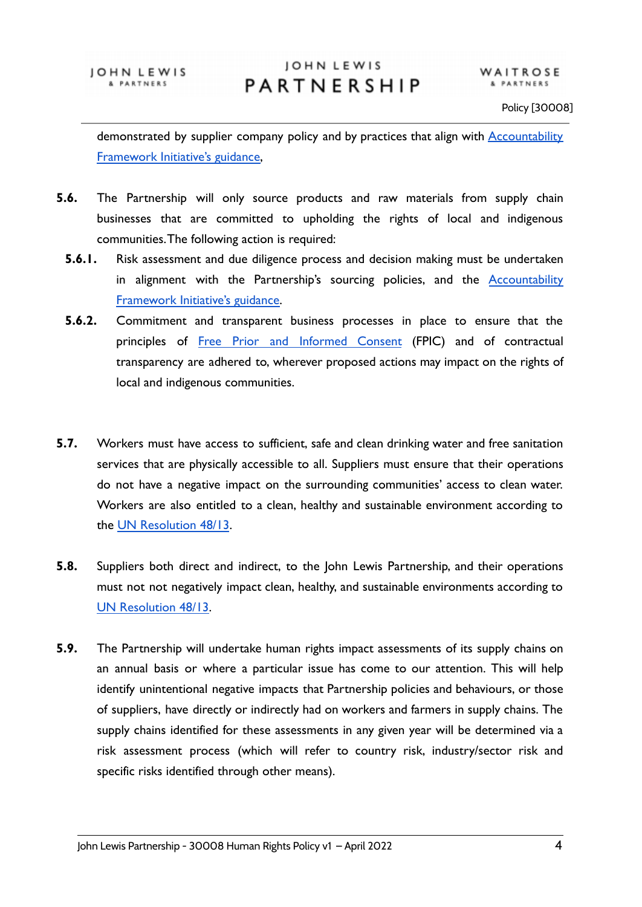demonstrated by supplier company policy and by practices that align with Accountability Framework Initiative's guidance,

**5.6.** The Partnership will only source products and raw materials from supply chain businesses that are committed to upholding the rights of local and indigenous communities. The following action is required:

**5.6.1.** Risk assessment and due diligence process and decision making must be undertaken in alignment with the Partnership's sourcing policies, and the Accountability Framework Initiative's guidance.

**5.6.2.** Commitment and transparent business processes in place to ensure that the principles of Free Prior and Informed Consent (FPIC) and of contractual transparency are adhered to, wherever proposed actions may impact on the rights of local and indigenous communities.

**5.7.** Workers must have access to sufficient, safe and clean drinking water and free sanitation services that are physically accessible to all. Suppliers must ensure that their operations do not have a negative impact on the surrounding communities' access to clean water. Workers are also entitled to a clean, healthy and sustainable environment according to the UN Resolution 48/13.

**5.8.** Suppliers both direct and indirect, to the John Lewis Partnership, and their operations must not not negatively impact clean, healthy, and sustainable environments according to UN Resolution 48/13.

**5.9.** The Partnership will undertake human rights impact assessments of its supply chains on an annual basis or where a particular issue has come to our attention. This will help identify unintentional negative impacts that Partnership policies and behaviours, or those of suppliers, have directly or indirectly had on workers and farmers in supply chains. The supply chains identified for these assessments in any given year will be determined via a risk assessment process (which will refer to country risk, industry/sector risk and specific risks identified through other means).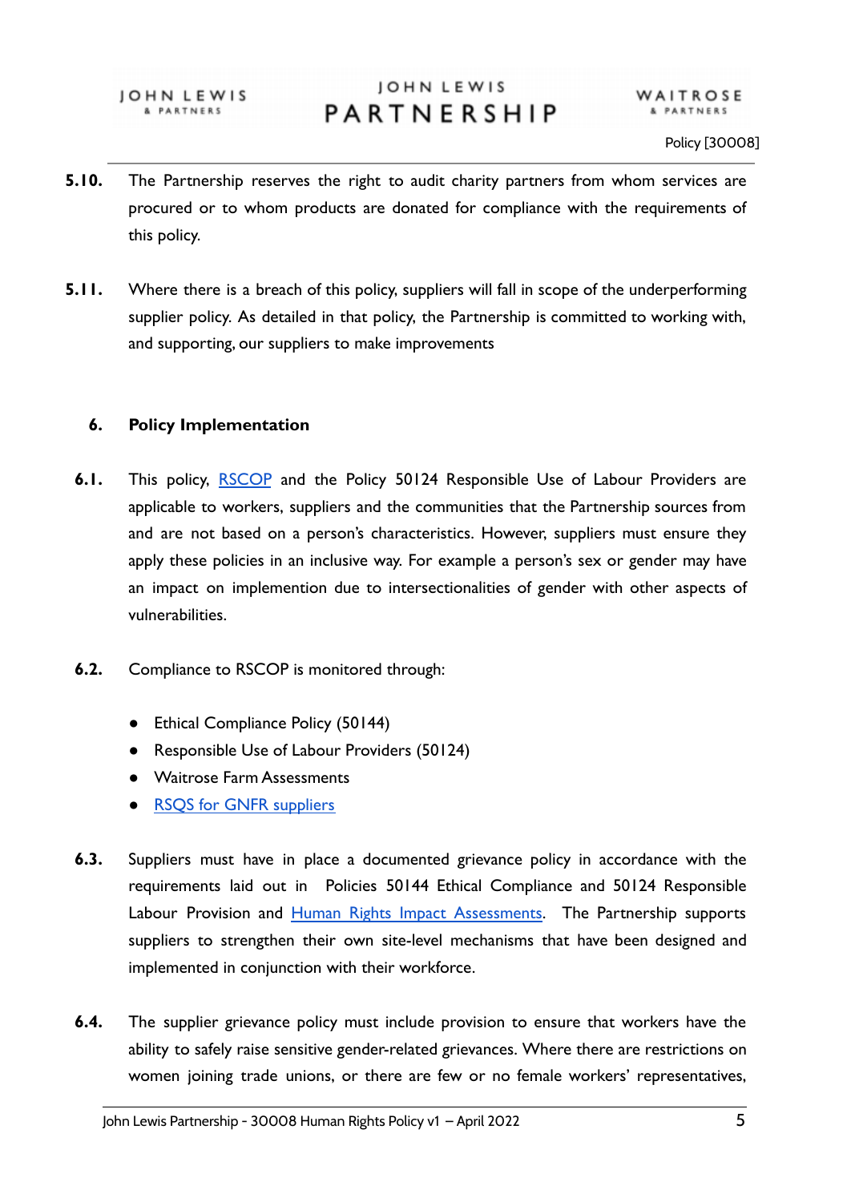**5.10.** The Partnership reserves the right to audit charity partners from whom services are procured or to whom products are donated for compliance with the requirements of this policy.

**5.11.** Where there is a breach of this policy, suppliers will fall in scope of the underperforming supplier policy. As detailed in that policy, the Partnership is committed to working with, and supporting, our suppliers to make improvements

## 6. Policy Implementation

**6.1.** This policy, RSCOP and the Policy 50124 Responsible Use of Labour Providers are applicable to workers, suppliers and the communities that the Partnership sources from and are not based on a person's characteristics. However, suppliers must ensure they apply these policies in an inclusive way. For example a person's sex or gender may have an impact on implemention due to intersectionalities of gender with other aspects of vulnerabilities.

**6.2.** Compliance to RSCOP is monitored through:

- Ethical Compliance Policy (50144)
- Responsible Use of Labour Providers (50124)
- Waitrose Farm Assessments
- RSQS for GNFR suppliers

**6.3.** Suppliers must have in place a documented grievance policy in accordance with the requirements laid out in Policies 50144 Ethical Compliance and 50124 Responsible Labour Provision and Human Rights Impact Assessments. The Partnership supports suppliers to strengthen their own site-level mechanisms that have been designed and implemented in conjunction with their workforce.

**6.4.** The supplier grievance policy must include provision to ensure that workers have the ability to safely raise sensitive gender-related grievances. Where there are restrictions on women joining trade unions, or there are few or no female workers' representatives,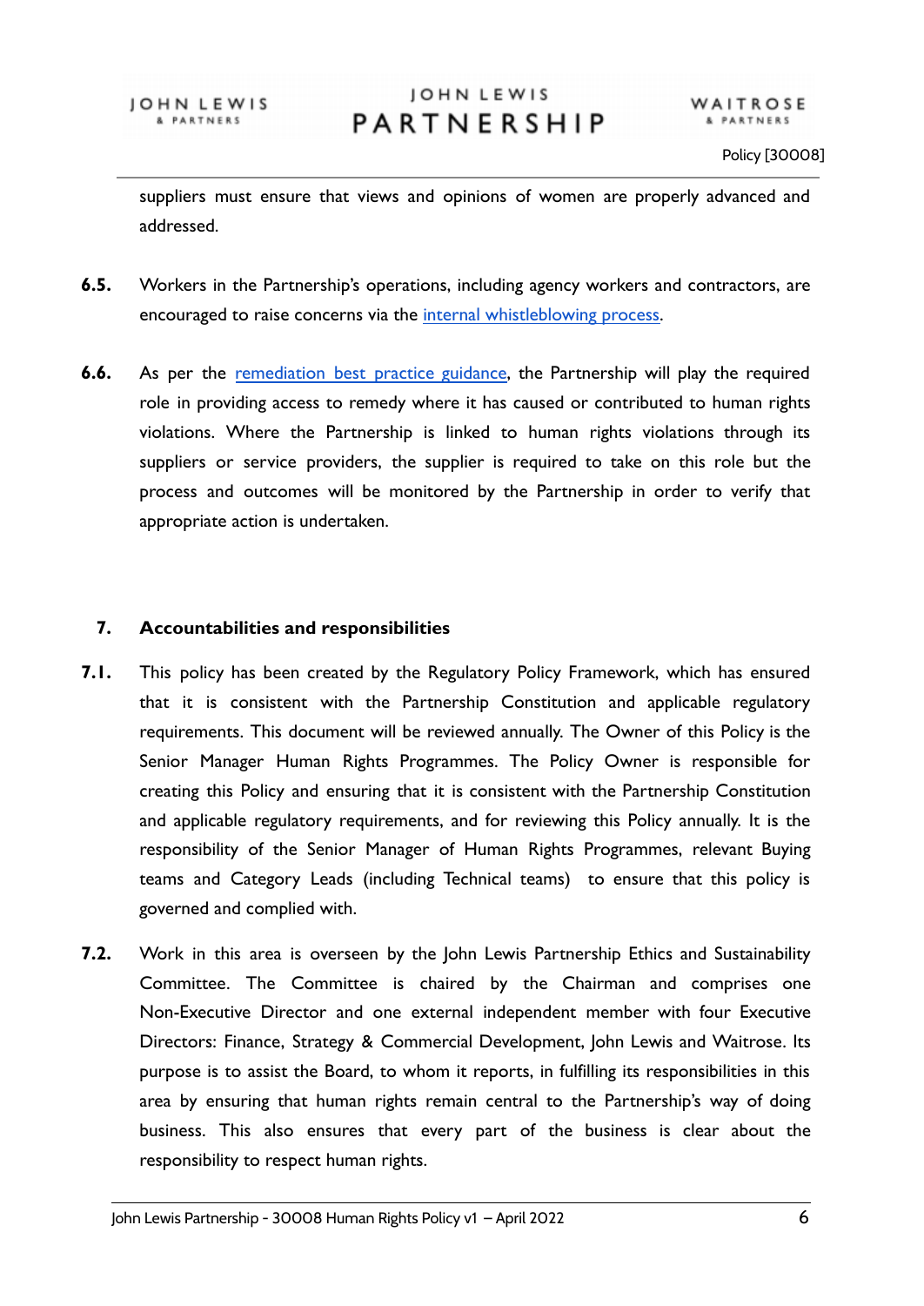suppliers must ensure that views and opinions of women are properly advanced and addressed.

**6.5.** Workers in the Partnership's operations, including agency workers and contractors, are encouraged to raise concerns via the internal whistleblowing process.

**6.6.** As per the remediation best practice guidance, the Partnership will play the required role in providing access to remedy where it has caused or contributed to human rights violations. Where the Partnership is linked to human rights violations through its suppliers or service providers, the supplier is required to take on this role but the process and outcomes will be monitored by the Partnership in order to verify that appropriate action is undertaken.

## 7. Accountabilities and responsibilities

**7.1.** This policy has been created by the Regulatory Policy Framework, which has ensured that it is consistent with the Partnership Constitution and applicable regulatory requirements. This document will be reviewed annually. The Owner of this Policy is the Senior Manager Human Rights Programmes. The Policy Owner is responsible for creating this Policy and ensuring that it is consistent with the Partnership Constitution and applicable regulatory requirements, and for reviewing this Policy annually. It is the responsibility of the Senior Manager of Human Rights Programmes, relevant Buying teams and Category Leads (including Technical teams) to ensure that this policy is governed and complied with.

**7.2.** Work in this area is overseen by the John Lewis Partnership Ethics and Sustainability Committee. The Committee is chaired by the Chairman and comprises one Non-Executive Director and one external independent member with four Executive Directors: Finance, Strategy & Commercial Development, John Lewis and Waitrose. Its purpose is to assist the Board, to whom it reports, in fulfilling its responsibilities in this area by ensuring that human rights remain central to the Partnership's way of doing business. This also ensures that every part of the business is clear about the responsibility to respect human rights.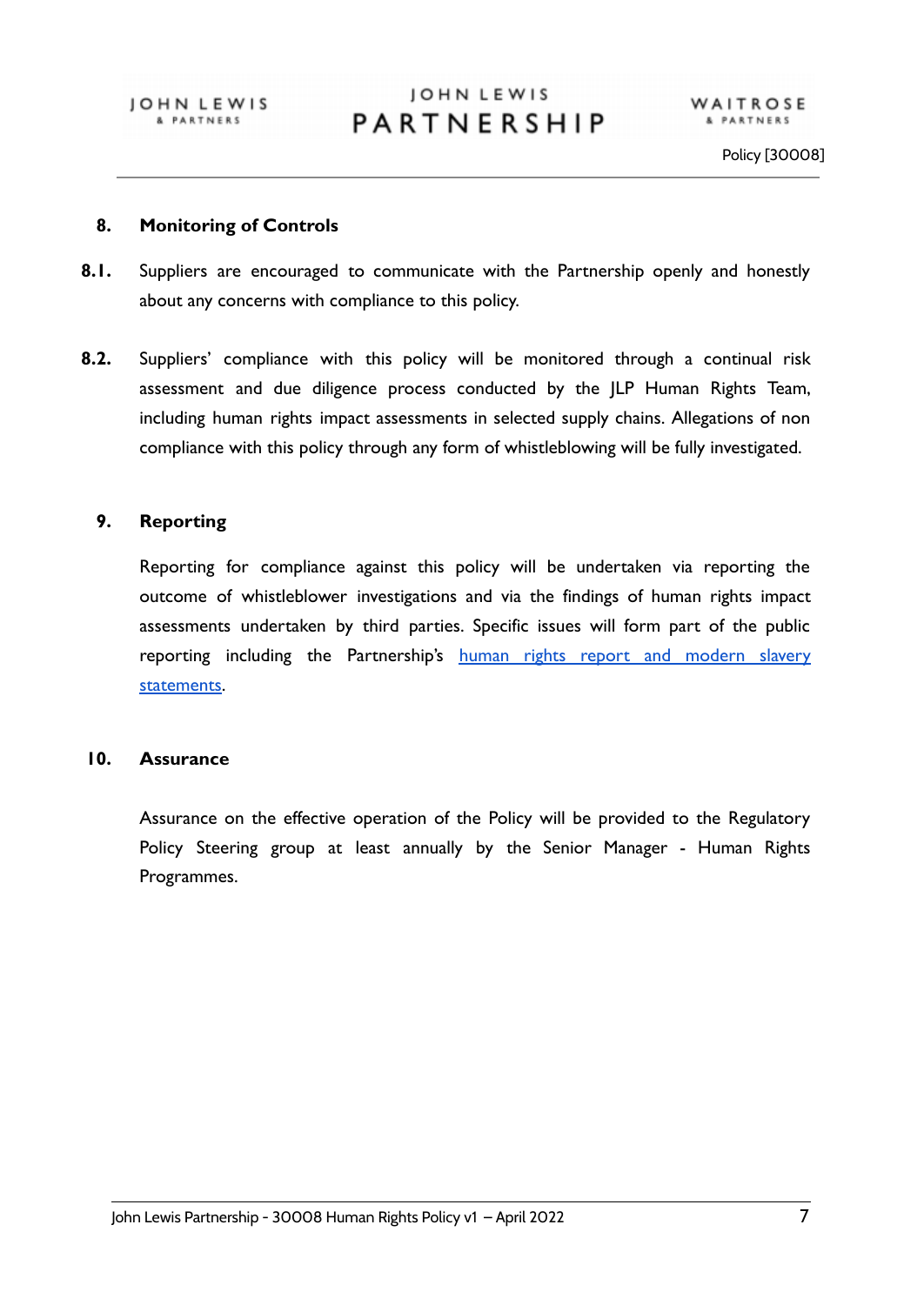## 8. Monitoring of Controls

**8.1.** Suppliers are encouraged to communicate with the Partnership openly and honestly about any concerns with compliance to this policy.

**8.2.** Suppliers' compliance with this policy will be monitored through a continual risk assessment and due diligence process conducted by the JLP Human Rights Team, including human rights impact assessments in selected supply chains. Allegations of non compliance with this policy through any form of whistleblowing will be fully investigated.

## 9. Reporting

Reporting for compliance against this policy will be undertaken via reporting the outcome of whistleblower investigations and via the findings of human rights impact assessments undertaken by third parties. Specific issues will form part of the public reporting including the Partnership's human rights report and modern slavery statements.

## 10. Assurance

Assurance on the effective operation of the Policy will be provided to the Regulatory Policy Steering group at least annually by the Senior Manager - Human Rights Programmes.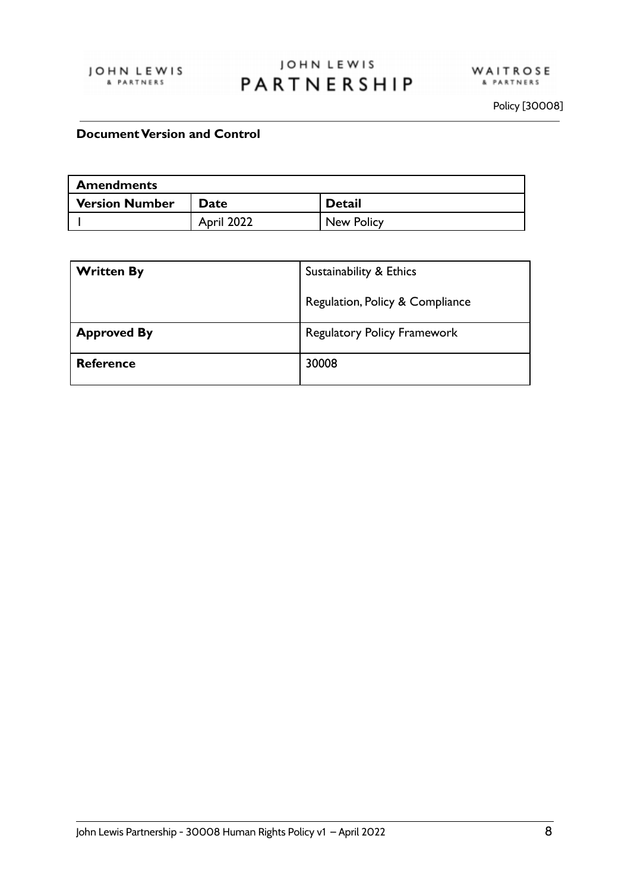**Document Version and Control**

| Amendments | | |
|---|---|---|
| **Version Number** | **Date** | **Detail** |
| 1 | April 2022 | New Policy |

| | |
|---|---|
| **Written By** | Sustainability & Ethics<br><br>Regulation, Policy & Compliance |
| **Approved By** | Regulatory Policy Framework |
| **Reference** | 30008 |